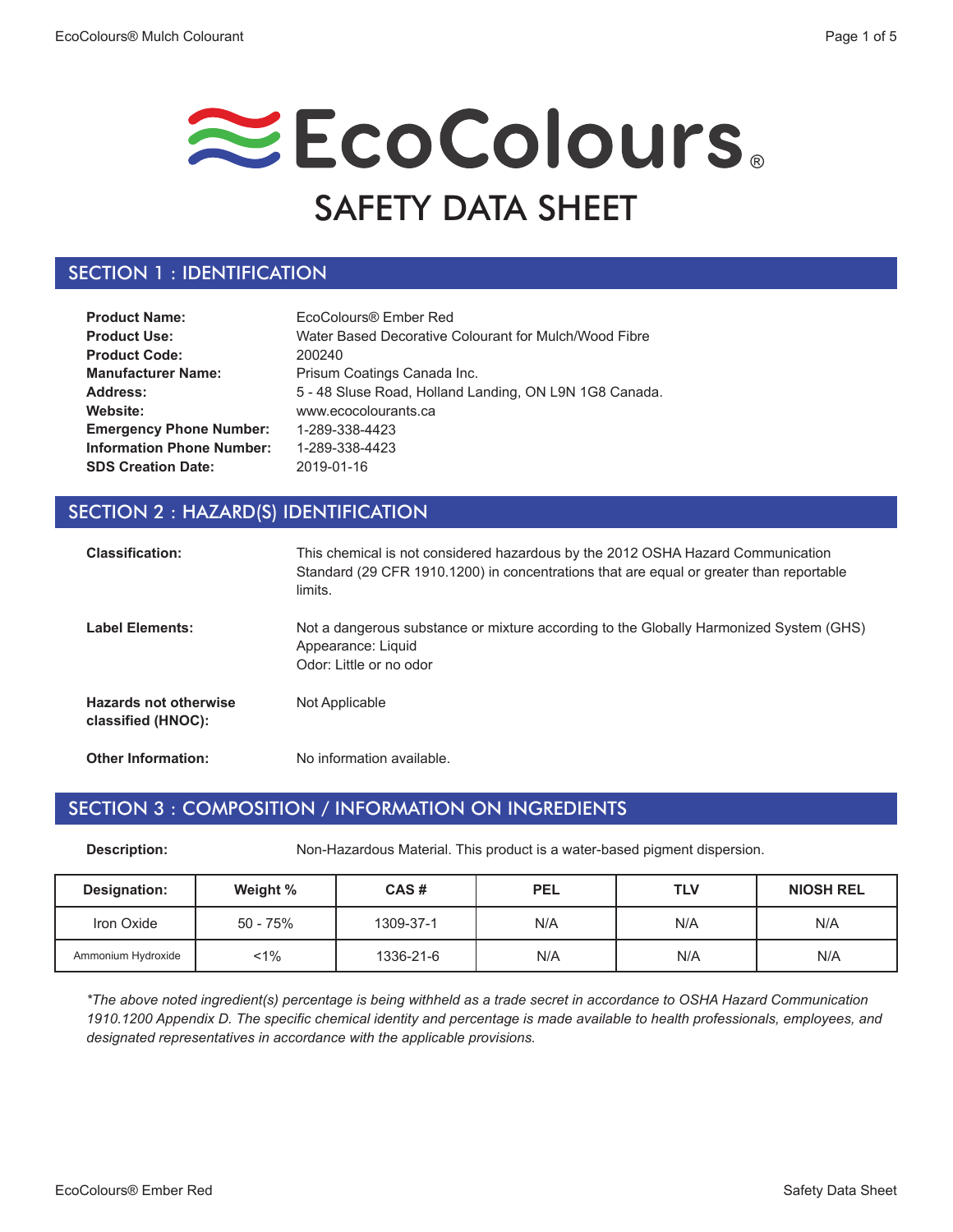# EcoColours®

## SAFETY DATA SHEET

## SECTION 1 : IDENTIFICATION

**Product Name:** EcoColours® Ember Red
**Product Use:** Water Based Decorative Colourant for Mulch/Wood Fibre
**Product Code:** 200240
**Manufacturer Name:** Prisum Coatings Canada Inc.
**Address:** 5 - 48 Sluse Road, Holland Landing, ON L9N 1G8 Canada.
**Website:** www.ecocolourants.ca
**Emergency Phone Number:** 1-289-338-4423
**Information Phone Number:** 1-289-338-4423
**SDS Creation Date:** 2019-01-16

## SECTION 2 : HAZARD(S) IDENTIFICATION

**Classification:** This chemical is not considered hazardous by the 2012 OSHA Hazard Communication Standard (29 CFR 1910.1200) in concentrations that are equal or greater than reportable limits.

**Label Elements:** Not a dangerous substance or mixture according to the Globally Harmonized System (GHS)
Appearance: Liquid
Odor: Little or no odor

**Hazards not otherwise classified (HNOC):** Not Applicable

**Other Information:** No information available.

## SECTION 3 : COMPOSITION / INFORMATION ON INGREDIENTS

**Description:** Non-Hazardous Material. This product is a water-based pigment dispersion.

| Designation: | Weight % | CAS # | PEL | TLV | NIOSH REL |
|---|---|---|---|---|---|
| Iron Oxide | 50 - 75% | 1309-37-1 | N/A | N/A | N/A |
| Ammonium Hydroxide | <1% | 1336-21-6 | N/A | N/A | N/A |

*\*The above noted ingredient(s) percentage is being withheld as a trade secret in accordance to OSHA Hazard Communication 1910.1200 Appendix D. The specific chemical identity and percentage is made available to health professionals, employees, and designated representatives in accordance with the applicable provisions.*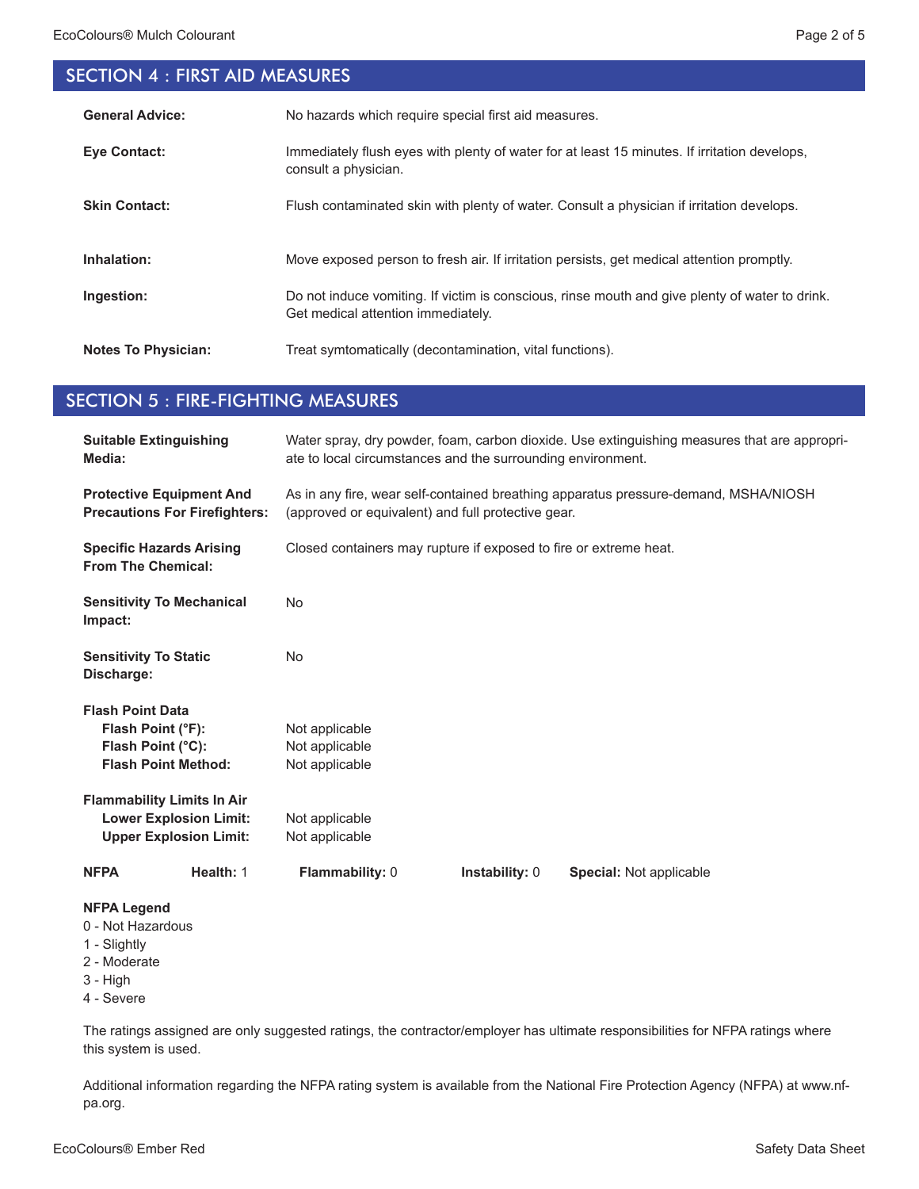## SECTION 4 : FIRST AID MEASURES

**General Advice:** No hazards which require special first aid measures.

**Eye Contact:** Immediately flush eyes with plenty of water for at least 15 minutes. If irritation develops, consult a physician.

**Skin Contact:** Flush contaminated skin with plenty of water. Consult a physician if irritation develops.

**Inhalation:** Move exposed person to fresh air. If irritation persists, get medical attention promptly.

**Ingestion:** Do not induce vomiting. If victim is conscious, rinse mouth and give plenty of water to drink. Get medical attention immediately.

**Notes To Physician:** Treat symtomatically (decontamination, vital functions).

## SECTION 5 : FIRE-FIGHTING MEASURES

**Suitable Extinguishing Media:** Water spray, dry powder, foam, carbon dioxide. Use extinguishing measures that are appropriate to local circumstances and the surrounding environment.

**Protective Equipment And Precautions For Firefighters:** As in any fire, wear self-contained breathing apparatus pressure-demand, MSHA/NIOSH (approved or equivalent) and full protective gear.

**Specific Hazards Arising From The Chemical:** Closed containers may rupture if exposed to fire or extreme heat.

**Sensitivity To Mechanical Impact:** No

**Sensitivity To Static Discharge:** No

**Flash Point Data**
- **Flash Point (°F):** Not applicable
- **Flash Point (°C):** Not applicable
- **Flash Point Method:** Not applicable

**Flammability Limits In Air**
- **Lower Explosion Limit:** Not applicable
- **Upper Explosion Limit:** Not applicable

**NFPA** **Health:** 1 **Flammability:** 0 **Instability:** 0 **Special:** Not applicable

**NFPA Legend**

0 - Not Hazardous
1 - Slightly
2 - Moderate
3 - High
4 - Severe

The ratings assigned are only suggested ratings, the contractor/employer has ultimate responsibilities for NFPA ratings where this system is used.

Additional information regarding the NFPA rating system is available from the National Fire Protection Agency (NFPA) at www.nfpa.org.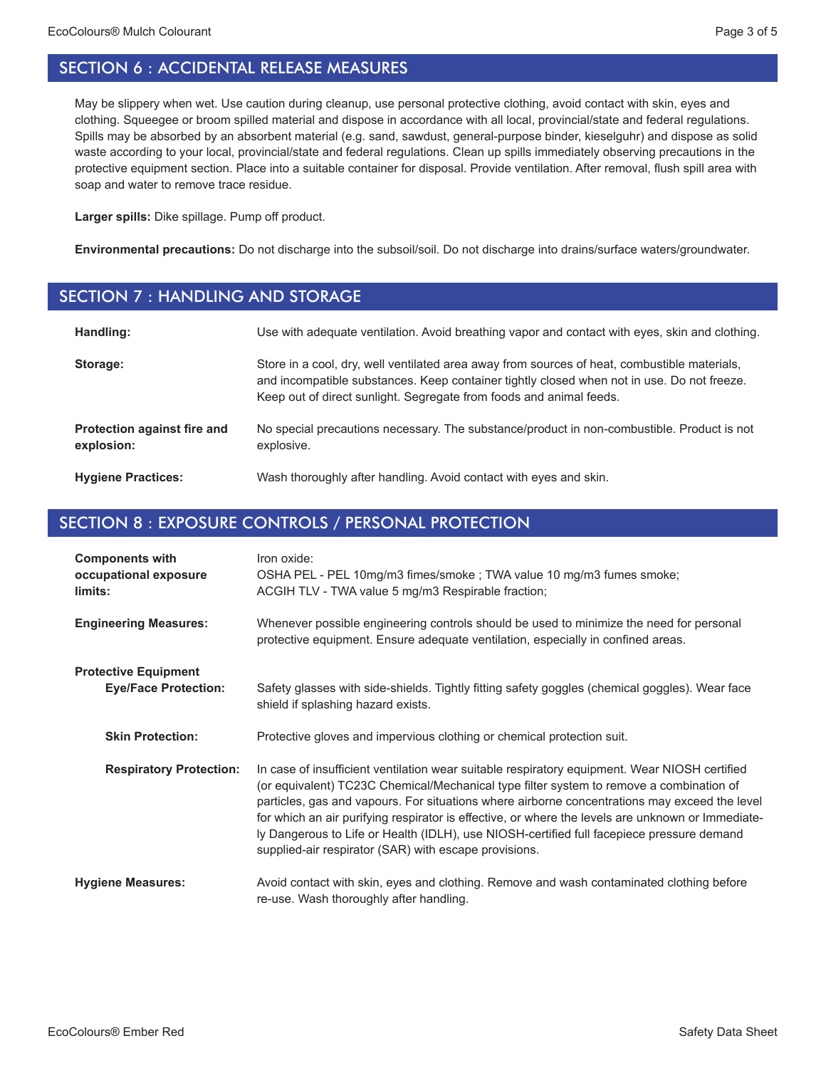## SECTION 6 : ACCIDENTAL RELEASE MEASURES

May be slippery when wet. Use caution during cleanup, use personal protective clothing, avoid contact with skin, eyes and clothing. Squeegee or broom spilled material and dispose in accordance with all local, provincial/state and federal regulations. Spills may be absorbed by an absorbent material (e.g. sand, sawdust, general-purpose binder, kieselguhr) and dispose as solid waste according to your local, provincial/state and federal regulations. Clean up spills immediately observing precautions in the protective equipment section. Place into a suitable container for disposal. Provide ventilation. After removal, flush spill area with soap and water to remove trace residue.

**Larger spills:** Dike spillage. Pump off product.

**Environmental precautions:** Do not discharge into the subsoil/soil. Do not discharge into drains/surface waters/groundwater.

## SECTION 7 : HANDLING AND STORAGE

**Handling:** Use with adequate ventilation. Avoid breathing vapor and contact with eyes, skin and clothing.

**Storage:** Store in a cool, dry, well ventilated area away from sources of heat, combustible materials, and incompatible substances. Keep container tightly closed when not in use. Do not freeze. Keep out of direct sunlight. Segregate from foods and animal feeds.

**Protection against fire and explosion:** No special precautions necessary. The substance/product in non-combustible. Product is not explosive.

**Hygiene Practices:** Wash thoroughly after handling. Avoid contact with eyes and skin.

## SECTION 8 : EXPOSURE CONTROLS / PERSONAL PROTECTION

**Components with occupational exposure limits:** Iron oxide:
OSHA PEL - PEL 10mg/m3 fimes/smoke ; TWA value 10 mg/m3 fumes smoke;
ACGIH TLV - TWA value 5 mg/m3 Respirable fraction;

**Engineering Measures:** Whenever possible engineering controls should be used to minimize the need for personal protective equipment. Ensure adequate ventilation, especially in confined areas.

**Protective Equipment**

**Eye/Face Protection:** Safety glasses with side-shields. Tightly fitting safety goggles (chemical goggles). Wear face shield if splashing hazard exists.

**Skin Protection:** Protective gloves and impervious clothing or chemical protection suit.

**Respiratory Protection:** In case of insufficient ventilation wear suitable respiratory equipment. Wear NIOSH certified (or equivalent) TC23C Chemical/Mechanical type filter system to remove a combination of particles, gas and vapours. For situations where airborne concentrations may exceed the level for which an air purifying respirator is effective, or where the levels are unknown or Immediately Dangerous to Life or Health (IDLH), use NIOSH-certified full facepiece pressure demand supplied-air respirator (SAR) with escape provisions.

**Hygiene Measures:** Avoid contact with skin, eyes and clothing. Remove and wash contaminated clothing before re-use. Wash thoroughly after handling.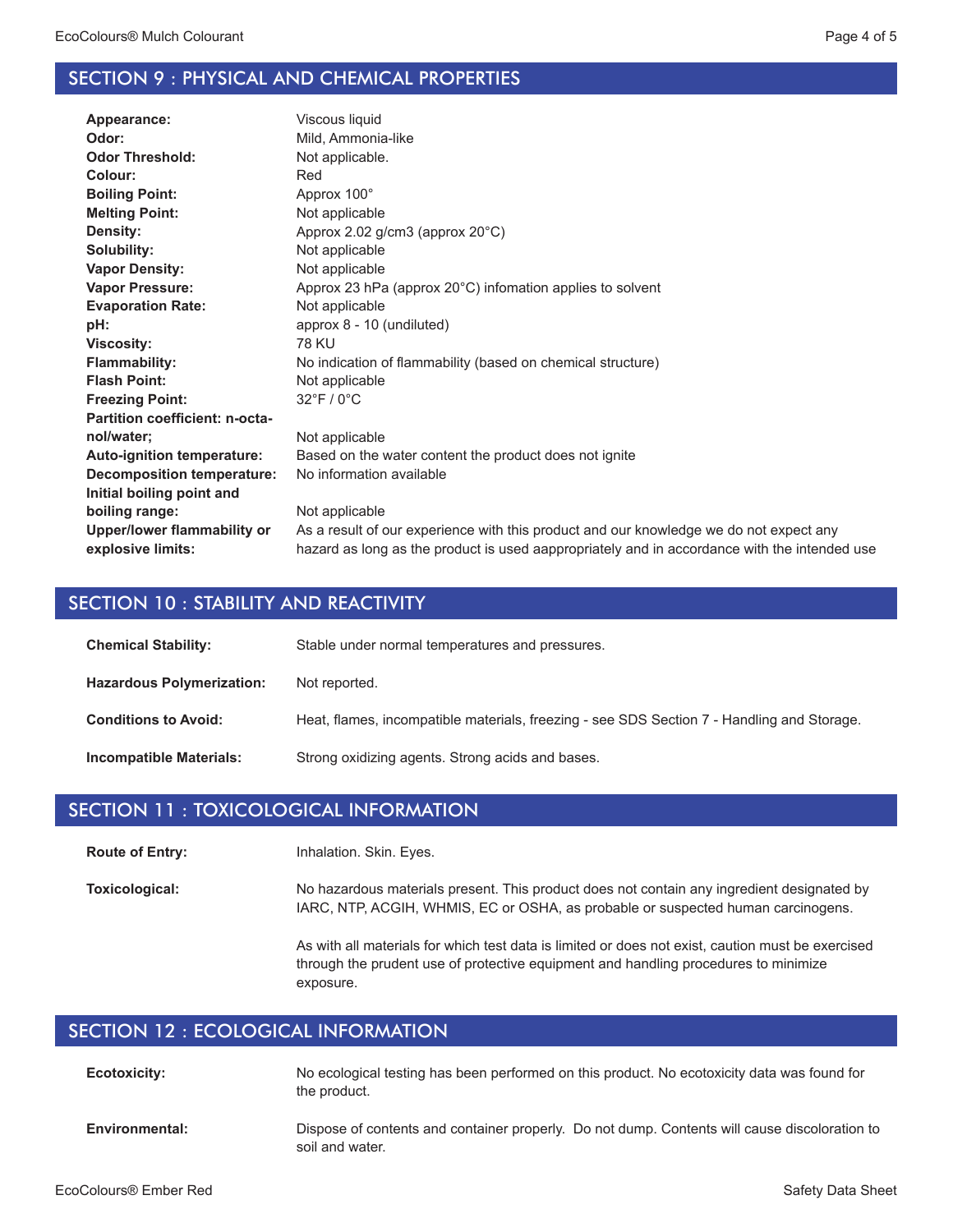## SECTION 9 : PHYSICAL AND CHEMICAL PROPERTIES

| | |
|---|---|
| **Appearance:** | Viscous liquid |
| **Odor:** | Mild, Ammonia-like |
| **Odor Threshold:** | Not applicable. |
| **Colour:** | Red |
| **Boiling Point:** | Approx 100° |
| **Melting Point:** | Not applicable |
| **Density:** | Approx 2.02 g/cm3 (approx 20°C) |
| **Solubility:** | Not applicable |
| **Vapor Density:** | Not applicable |
| **Vapor Pressure:** | Approx 23 hPa (approx 20°C) infomation applies to solvent |
| **Evaporation Rate:** | Not applicable |
| **pH:** | approx 8 - 10 (undiluted) |
| **Viscosity:** | 78 KU |
| **Flammability:** | No indication of flammability (based on chemical structure) |
| **Flash Point:** | Not applicable |
| **Freezing Point:** | 32°F / 0°C |
| **Partition coefficient: n-octanol/water;** | Not applicable |
| **Auto-ignition temperature:** | Based on the water content the product does not ignite |
| **Decomposition temperature:** | No information available |
| **Initial boiling point and boiling range:** | Not applicable |
| **Upper/lower flammability or explosive limits:** | As a result of our experience with this product and our knowledge we do not expect any hazard as long as the product is used aappropriately and in accordance with the intended use |

## SECTION 10 : STABILITY AND REACTIVITY

**Chemical Stability:** Stable under normal temperatures and pressures.

**Hazardous Polymerization:** Not reported.

**Conditions to Avoid:** Heat, flames, incompatible materials, freezing - see SDS Section 7 - Handling and Storage.

**Incompatible Materials:** Strong oxidizing agents. Strong acids and bases.

## SECTION 11 : TOXICOLOGICAL INFORMATION

**Route of Entry:** Inhalation. Skin. Eyes.

**Toxicological:** No hazardous materials present. This product does not contain any ingredient designated by IARC, NTP, ACGIH, WHMIS, EC or OSHA, as probable or suspected human carcinogens.

As with all materials for which test data is limited or does not exist, caution must be exercised through the prudent use of protective equipment and handling procedures to minimize exposure.

## SECTION 12 : ECOLOGICAL INFORMATION

**Ecotoxicity:** No ecological testing has been performed on this product. No ecotoxicity data was found for the product.

**Environmental:** Dispose of contents and container properly. Do not dump. Contents will cause discoloration to soil and water.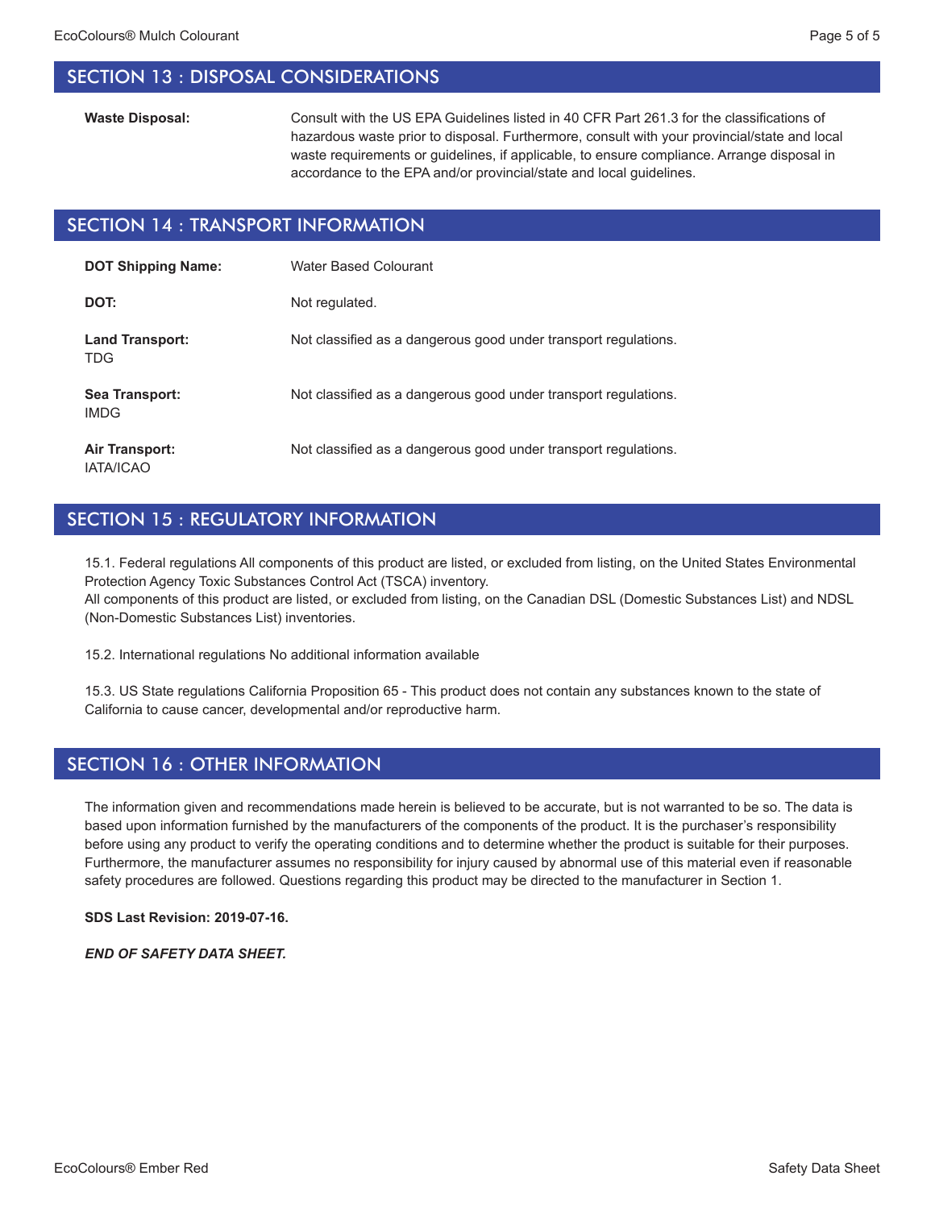## SECTION 13 : DISPOSAL CONSIDERATIONS

| | |
|---|---|
| **Waste Disposal:** | Consult with the US EPA Guidelines listed in 40 CFR Part 261.3 for the classifications of hazardous waste prior to disposal. Furthermore, consult with your provincial/state and local waste requirements or guidelines, if applicable, to ensure compliance. Arrange disposal in accordance to the EPA and/or provincial/state and local guidelines. |

## SECTION 14 : TRANSPORT INFORMATION

| | |
|---|---|
| **DOT Shipping Name:** | Water Based Colourant |
| **DOT:** | Not regulated. |
| **Land Transport:** TDG | Not classified as a dangerous good under transport regulations. |
| **Sea Transport:** IMDG | Not classified as a dangerous good under transport regulations. |
| **Air Transport:** IATA/ICAO | Not classified as a dangerous good under transport regulations. |

## SECTION 15 : REGULATORY INFORMATION

15.1. Federal regulations All components of this product are listed, or excluded from listing, on the United States Environmental Protection Agency Toxic Substances Control Act (TSCA) inventory.
All components of this product are listed, or excluded from listing, on the Canadian DSL (Domestic Substances List) and NDSL (Non-Domestic Substances List) inventories.

15.2. International regulations No additional information available

15.3. US State regulations California Proposition 65 - This product does not contain any substances known to the state of California to cause cancer, developmental and/or reproductive harm.

## SECTION 16 : OTHER INFORMATION

The information given and recommendations made herein is believed to be accurate, but is not warranted to be so. The data is based upon information furnished by the manufacturers of the components of the product. It is the purchaser's responsibility before using any product to verify the operating conditions and to determine whether the product is suitable for their purposes. Furthermore, the manufacturer assumes no responsibility for injury caused by abnormal use of this material even if reasonable safety procedures are followed. Questions regarding this product may be directed to the manufacturer in Section 1.

**SDS Last Revision: 2019-07-16.**

***END OF SAFETY DATA SHEET.***